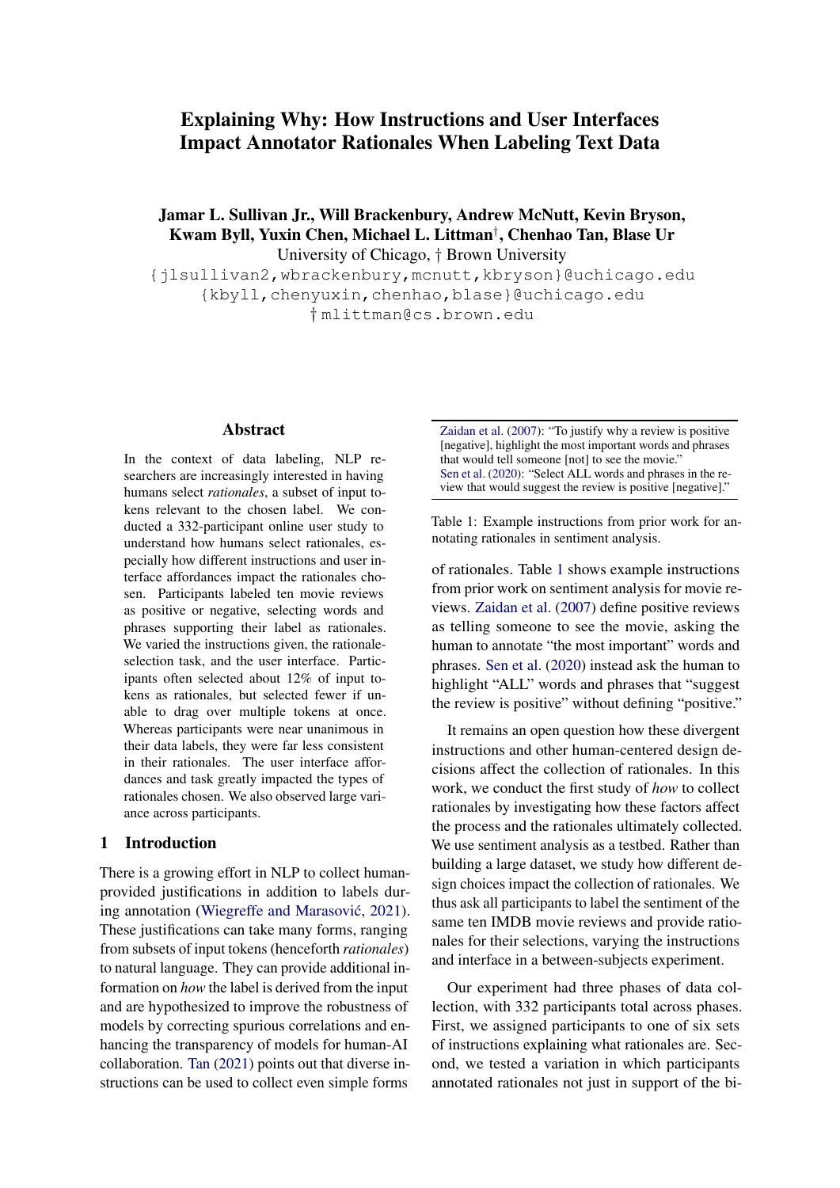# Explaining Why: How Instructions and User Interfaces Impact Annotator Rationales When Labeling Text Data

**Jamar L. Sullivan Jr., Will Brackenbury, Andrew McNutt, Kevin Bryson, Kwam Byll, Yuxin Chen, Michael L. Littman[†], Chenhao Tan, Blase Ur**

University of Chicago, † Brown University

{jlsullivan2,wbrackenbury,mcnutt,kbryson}@uchicago.edu

{kbyll,chenyuxin,chenhao,blase}@uchicago.edu

† mlittman@cs.brown.edu

## Abstract

In the context of data labeling, NLP researchers are increasingly interested in having humans select *rationales*, a subset of input tokens relevant to the chosen label. We conducted a 332-participant online user study to understand how humans select rationales, especially how different instructions and user interface affordances impact the rationales chosen. Participants labeled ten movie reviews as positive or negative, selecting words and phrases supporting their label as rationales. We varied the instructions given, the rationale-selection task, and the user interface. Participants often selected about 12% of input tokens as rationales, but selected fewer if unable to drag over multiple tokens at once. Whereas participants were near unanimous in their data labels, they were far less consistent in their rationales. The user interface affordances and task greatly impacted the types of rationales chosen. We also observed large variance across participants.

## 1 Introduction

There is a growing effort in NLP to collect human-provided justifications in addition to labels during annotation (Wiegreffe and Marasović, 2021). These justifications can take many forms, ranging from subsets of input tokens (henceforth *rationales*) to natural language. They can provide additional information on *how* the label is derived from the input and are hypothesized to improve the robustness of models by correcting spurious correlations and enhancing the transparency of models for human-AI collaboration. Tan (2021) points out that diverse instructions can be used to collect even simple forms of rationales. Table 1 shows example instructions from prior work on sentiment analysis for movie reviews. Zaidan et al. (2007) define positive reviews as telling someone to see the movie, asking the human to annotate "the most important" words and phrases. Sen et al. (2020) instead ask the human to highlight "ALL" words and phrases that "suggest the review is positive" without defining "positive."

Zaidan et al. (2007): "To justify why a review is positive [negative], highlight the most important words and phrases that would tell someone [not] to see the movie."
Sen et al. (2020): "Select ALL words and phrases in the review that would suggest the review is positive [negative]."

Table 1: Example instructions from prior work for annotating rationales in sentiment analysis.

It remains an open question how these divergent instructions and other human-centered design decisions affect the collection of rationales. In this work, we conduct the first study of *how* to collect rationales by investigating how these factors affect the process and the rationales ultimately collected. We use sentiment analysis as a testbed. Rather than building a large dataset, we study how different design choices impact the collection of rationales. We thus ask all participants to label the sentiment of the same ten IMDB movie reviews and provide rationales for their selections, varying the instructions and interface in a between-subjects experiment.

Our experiment had three phases of data collection, with 332 participants total across phases. First, we assigned participants to one of six sets of instructions explaining what rationales are. Second, we tested a variation in which participants annotated rationales not just in support of the bi-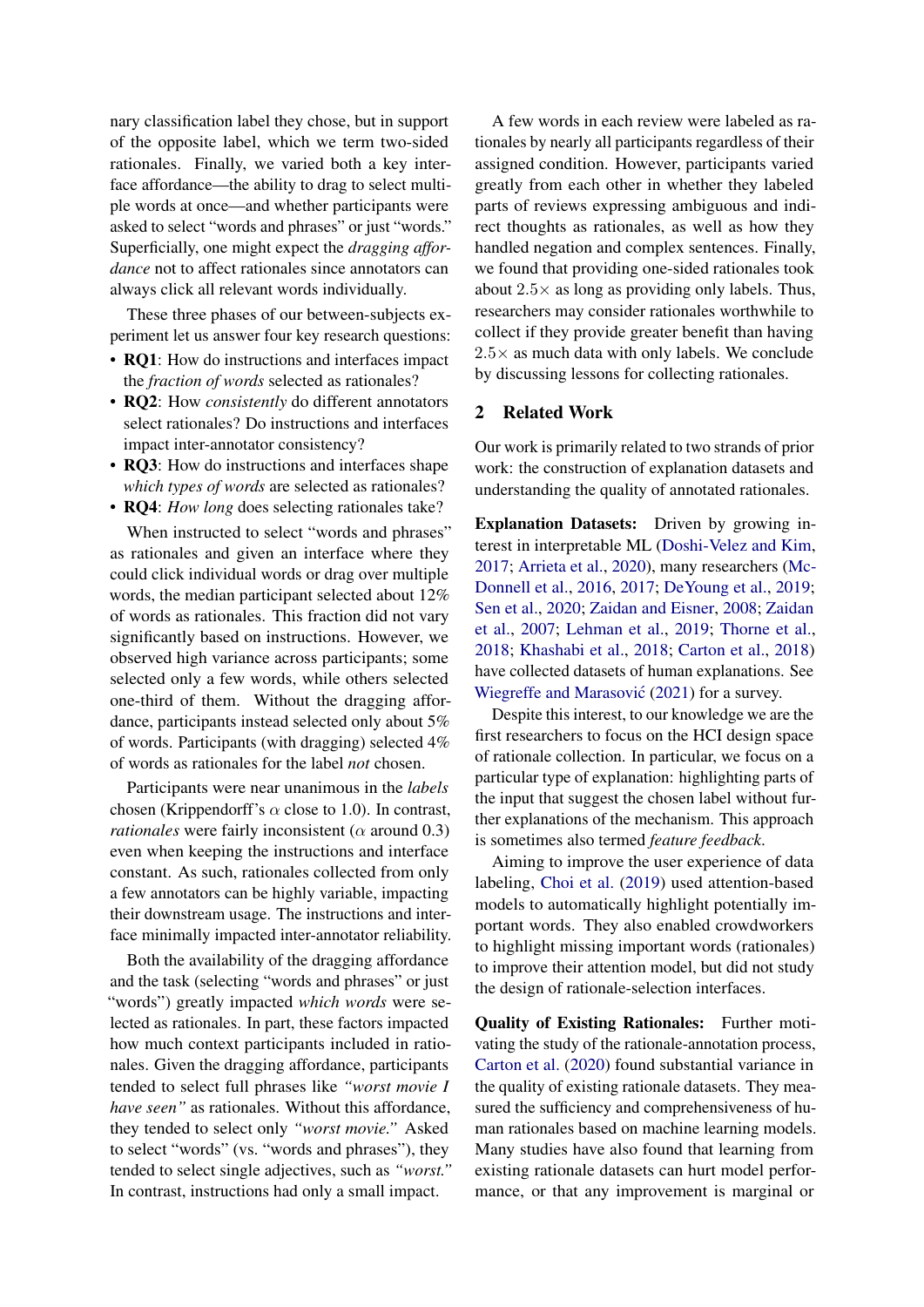nary classification label they chose, but in support of the opposite label, which we term two-sided rationales. Finally, we varied both a key interface affordance—the ability to drag to select multiple words at once—and whether participants were asked to select "words and phrases" or just "words." Superficially, one might expect the *dragging affordance* not to affect rationales since annotators can always click all relevant words individually.

These three phases of our between-subjects experiment let us answer four key research questions:

- **RQ1**: How do instructions and interfaces impact the *fraction of words* selected as rationales?
- **RQ2**: How *consistently* do different annotators select rationales? Do instructions and interfaces impact inter-annotator consistency?
- **RQ3**: How do instructions and interfaces shape *which types of words* are selected as rationales?
- **RQ4**: *How long* does selecting rationales take?

When instructed to select "words and phrases" as rationales and given an interface where they could click individual words or drag over multiple words, the median participant selected about 12% of words as rationales. This fraction did not vary significantly based on instructions. However, we observed high variance across participants; some selected only a few words, while others selected one-third of them. Without the dragging affordance, participants instead selected only about 5% of words. Participants (with dragging) selected 4% of words as rationales for the label *not* chosen.

Participants were near unanimous in the *labels* chosen (Krippendorff's $\alpha$ close to 1.0). In contrast, *rationales* were fairly inconsistent ($\alpha$ around 0.3) even when keeping the instructions and interface constant. As such, rationales collected from only a few annotators can be highly variable, impacting their downstream usage. The instructions and interface minimally impacted inter-annotator reliability.

Both the availability of the dragging affordance and the task (selecting "words and phrases" or just "words") greatly impacted *which words* were selected as rationales. In part, these factors impacted how much context participants included in rationales. Given the dragging affordance, participants tended to select full phrases like *"worst movie I have seen"* as rationales. Without this affordance, they tended to select only *"worst movie."* Asked to select "words" (vs. "words and phrases"), they tended to select single adjectives, such as *"worst."* In contrast, instructions had only a small impact.

A few words in each review were labeled as rationales by nearly all participants regardless of their assigned condition. However, participants varied greatly from each other in whether they labeled parts of reviews expressing ambiguous and indirect thoughts as rationales, as well as how they handled negation and complex sentences. Finally, we found that providing one-sided rationales took about $2.5\times$ as long as providing only labels. Thus, researchers may consider rationales worthwhile to collect if they provide greater benefit than having $2.5\times$ as much data with only labels. We conclude by discussing lessons for collecting rationales.

## 2 Related Work

Our work is primarily related to two strands of prior work: the construction of explanation datasets and understanding the quality of annotated rationales.

**Explanation Datasets:** Driven by growing interest in interpretable ML (Doshi-Velez and Kim, 2017; Arrieta et al., 2020), many researchers (McDonnell et al., 2016, 2017; DeYoung et al., 2019; Sen et al., 2020; Zaidan and Eisner, 2008; Zaidan et al., 2007; Lehman et al., 2019; Thorne et al., 2018; Khashabi et al., 2018; Carton et al., 2018) have collected datasets of human explanations. See Wiegreffe and Marasović (2021) for a survey.

Despite this interest, to our knowledge we are the first researchers to focus on the HCI design space of rationale collection. In particular, we focus on a particular type of explanation: highlighting parts of the input that suggest the chosen label without further explanations of the mechanism. This approach is sometimes also termed *feature feedback*.

Aiming to improve the user experience of data labeling, Choi et al. (2019) used attention-based models to automatically highlight potentially important words. They also enabled crowdworkers to highlight missing important words (rationales) to improve their attention model, but did not study the design of rationale-selection interfaces.

**Quality of Existing Rationales:** Further motivating the study of the rationale-annotation process, Carton et al. (2020) found substantial variance in the quality of existing rationale datasets. They measured the sufficiency and comprehensiveness of human rationales based on machine learning models. Many studies have also found that learning from existing rationale datasets can hurt model performance, or that any improvement is marginal or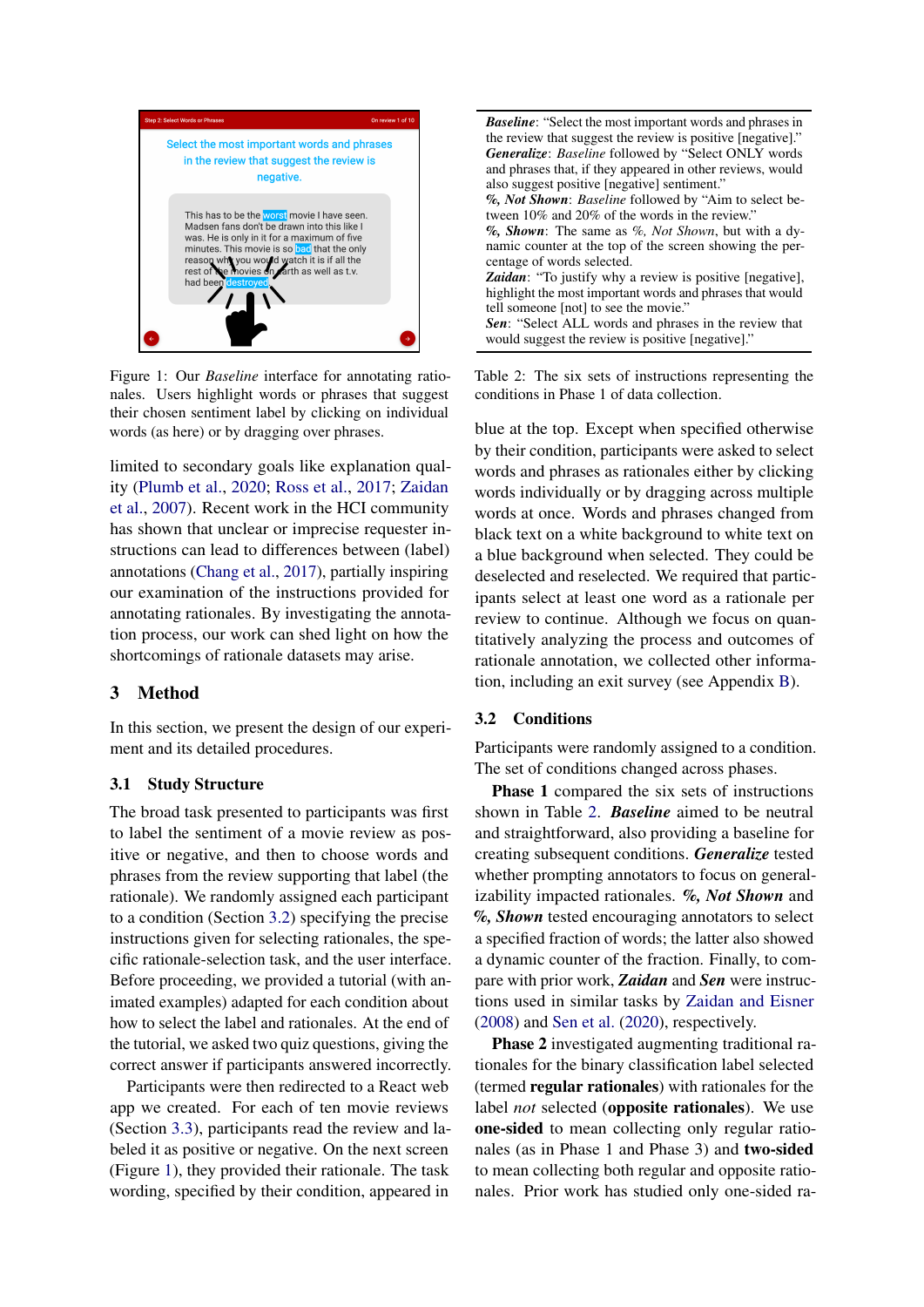Figure 1: Our *Baseline* interface for annotating rationales. Users highlight words or phrases that suggest their chosen sentiment label by clicking on individual words (as here) or by dragging over phrases.

limited to secondary goals like explanation quality (Plumb et al., 2020; Ross et al., 2017; Zaidan et al., 2007). Recent work in the HCI community has shown that unclear or imprecise requester instructions can lead to differences between (label) annotations (Chang et al., 2017), partially inspiring our examination of the instructions provided for annotating rationales. By investigating the annotation process, our work can shed light on how the shortcomings of rationale datasets may arise.

## 3 Method

In this section, we present the design of our experiment and its detailed procedures.

### 3.1 Study Structure

The broad task presented to participants was first to label the sentiment of a movie review as positive or negative, and then to choose words and phrases from the review supporting that label (the rationale). We randomly assigned each participant to a condition (Section 3.2) specifying the precise instructions given for selecting rationales, the specific rationale-selection task, and the user interface. Before proceeding, we provided a tutorial (with animated examples) adapted for each condition about how to select the label and rationales. At the end of the tutorial, we asked two quiz questions, giving the correct answer if participants answered incorrectly.

Participants were then redirected to a React web app we created. For each of ten movie reviews (Section 3.3), participants read the review and labeled it as positive or negative. On the next screen (Figure 1), they provided their rationale. The task wording, specified by their condition, appeared in blue at the top. Except when specified otherwise by their condition, participants were asked to select words and phrases as rationales either by clicking words individually or by dragging across multiple words at once. Words and phrases changed from black text on a white background to white text on a blue background when selected. They could be deselected and reselected. We required that participants select at least one word as a rationale per review to continue. Although we focus on quantitatively analyzing the process and outcomes of rationale annotation, we collected other information, including an exit survey (see Appendix B).

**_Baseline_**: "Select the most important words and phrases in the review that suggest the review is positive [negative]."
**_Generalize_**: *Baseline* followed by "Select ONLY words and phrases that, if they appeared in other reviews, would also suggest positive [negative] sentiment."
**_%, Not Shown_**: *Baseline* followed by "Aim to select between 10% and 20% of the words in the review."
**_%, Shown_**: The same as *%, Not Shown*, but with a dynamic counter at the top of the screen showing the percentage of words selected.
**_Zaidan_**: "To justify why a review is positive [negative], highlight the most important words and phrases that would tell someone [not] to see the movie."
**_Sen_**: "Select ALL words and phrases in the review that would suggest the review is positive [negative]."

Table 2: The six sets of instructions representing the conditions in Phase 1 of data collection.

### 3.2 Conditions

Participants were randomly assigned to a condition. The set of conditions changed across phases.

**Phase 1** compared the six sets of instructions shown in Table 2. ***Baseline*** aimed to be neutral and straightforward, also providing a baseline for creating subsequent conditions. ***Generalize*** tested whether prompting annotators to focus on generalizability impacted rationales. ***%, Not Shown*** and ***%, Shown*** tested encouraging annotators to select a specified fraction of words; the latter also showed a dynamic counter of the fraction. Finally, to compare with prior work, ***Zaidan*** and ***Sen*** were instructions used in similar tasks by Zaidan and Eisner (2008) and Sen et al. (2020), respectively.

**Phase 2** investigated augmenting traditional rationales for the binary classification label selected (termed **regular rationales**) with rationales for the label *not* selected (**opposite rationales**). We use **one-sided** to mean collecting only regular rationales (as in Phase 1 and Phase 3) and **two-sided** to mean collecting both regular and opposite rationales. Prior work has studied only one-sided ra-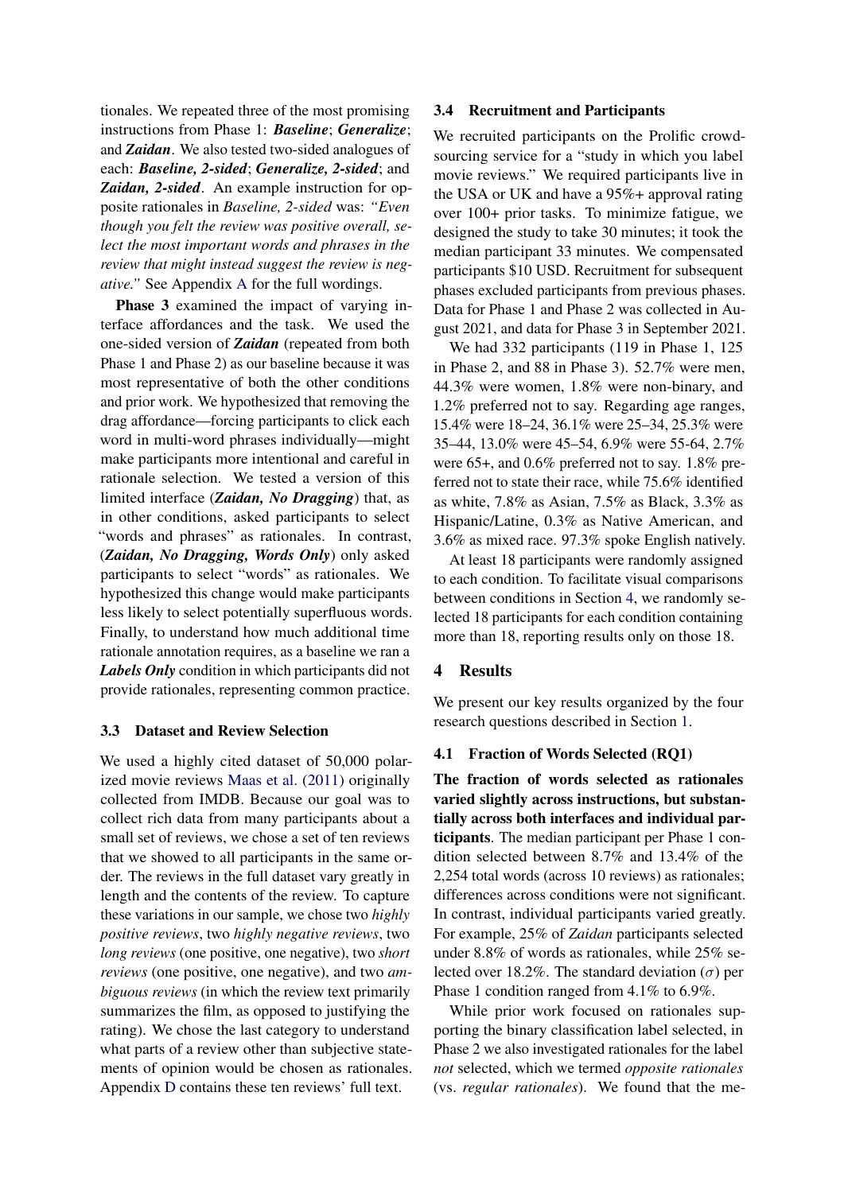tionales. We repeated three of the most promising instructions from Phase 1: ***Baseline***; ***Generalize***; and ***Zaidan***. We also tested two-sided analogues of each: ***Baseline, 2-sided***; ***Generalize, 2-sided***; and ***Zaidan, 2-sided***. An example instruction for opposite rationales in *Baseline, 2-sided* was: *"Even though you felt the review was positive overall, select the most important words and phrases in the review that might instead suggest the review is negative."* See Appendix A for the full wordings.

**Phase 3** examined the impact of varying interface affordances and the task. We used the one-sided version of ***Zaidan*** (repeated from both Phase 1 and Phase 2) as our baseline because it was most representative of both the other conditions and prior work. We hypothesized that removing the drag affordance—forcing participants to click each word in multi-word phrases individually—might make participants more intentional and careful in rationale selection. We tested a version of this limited interface (***Zaidan, No Dragging***) that, as in other conditions, asked participants to select "words and phrases" as rationales. In contrast, (***Zaidan, No Dragging, Words Only***) only asked participants to select "words" as rationales. We hypothesized this change would make participants less likely to select potentially superfluous words. Finally, to understand how much additional time rationale annotation requires, as a baseline we ran a ***Labels Only*** condition in which participants did not provide rationales, representing common practice.

### 3.3 Dataset and Review Selection

We used a highly cited dataset of 50,000 polarized movie reviews Maas et al. (2011) originally collected from IMDB. Because our goal was to collect rich data from many participants about a small set of reviews, we chose a set of ten reviews that we showed to all participants in the same order. The reviews in the full dataset vary greatly in length and the contents of the review. To capture these variations in our sample, we chose two *highly positive reviews*, two *highly negative reviews*, two *long reviews* (one positive, one negative), two *short reviews* (one positive, one negative), and two *ambiguous reviews* (in which the review text primarily summarizes the film, as opposed to justifying the rating). We chose the last category to understand what parts of a review other than subjective statements of opinion would be chosen as rationales. Appendix D contains these ten reviews' full text.

### 3.4 Recruitment and Participants

We recruited participants on the Prolific crowdsourcing service for a "study in which you label movie reviews." We required participants live in the USA or UK and have a 95%+ approval rating over 100+ prior tasks. To minimize fatigue, we designed the study to take 30 minutes; it took the median participant 33 minutes. We compensated participants $10 USD. Recruitment for subsequent phases excluded participants from previous phases. Data for Phase 1 and Phase 2 was collected in August 2021, and data for Phase 3 in September 2021.

We had 332 participants (119 in Phase 1, 125 in Phase 2, and 88 in Phase 3). 52.7% were men, 44.3% were women, 1.8% were non-binary, and 1.2% preferred not to say. Regarding age ranges, 15.4% were 18–24, 36.1% were 25–34, 25.3% were 35–44, 13.0% were 45–54, 6.9% were 55-64, 2.7% were 65+, and 0.6% preferred not to say. 1.8% preferred not to state their race, while 75.6% identified as white, 7.8% as Asian, 7.5% as Black, 3.3% as Hispanic/Latine, 0.3% as Native American, and 3.6% as mixed race. 97.3% spoke English natively.

At least 18 participants were randomly assigned to each condition. To facilitate visual comparisons between conditions in Section 4, we randomly selected 18 participants for each condition containing more than 18, reporting results only on those 18.

## 4 Results

We present our key results organized by the four research questions described in Section 1.

### 4.1 Fraction of Words Selected (RQ1)

**The fraction of words selected as rationales varied slightly across instructions, but substantially across both interfaces and individual participants**. The median participant per Phase 1 condition selected between 8.7% and 13.4% of the 2,254 total words (across 10 reviews) as rationales; differences across conditions were not significant. In contrast, individual participants varied greatly. For example, 25% of *Zaidan* participants selected under 8.8% of words as rationales, while 25% selected over 18.2%. The standard deviation ($\sigma$) per Phase 1 condition ranged from 4.1% to 6.9%.

While prior work focused on rationales supporting the binary classification label selected, in Phase 2 we also investigated rationales for the label *not* selected, which we termed *opposite rationales* (vs. *regular rationales*). We found that the me-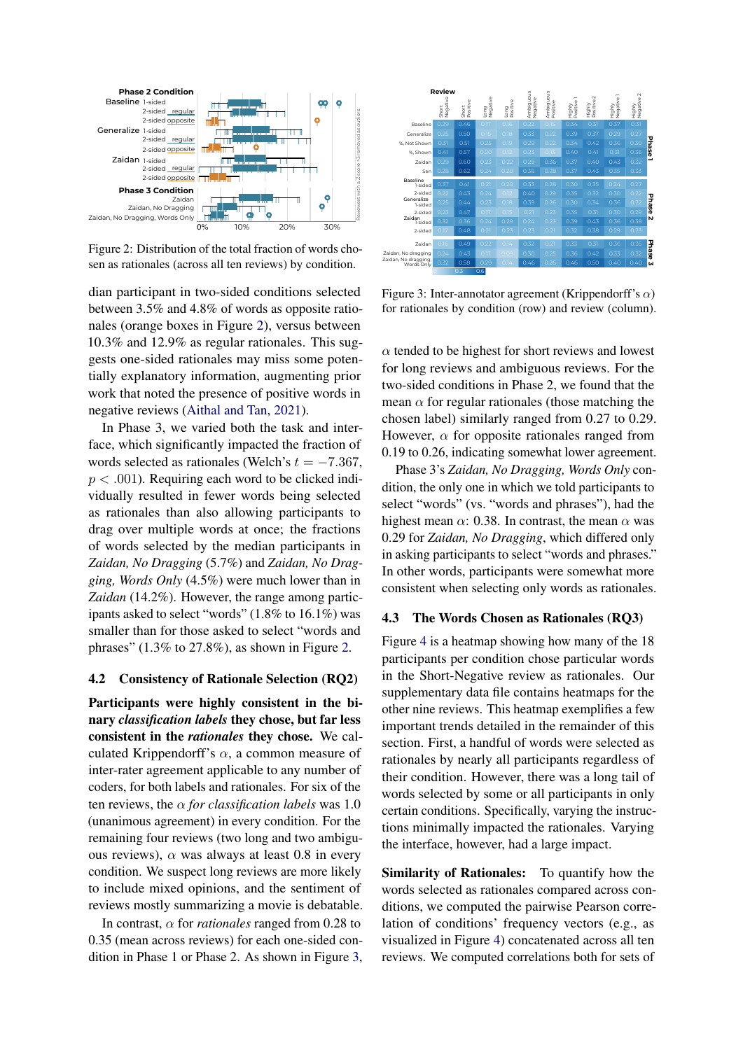Figure 2: Distribution of the total fraction of words chosen as rationales (across all ten reviews) by condition.

dian participant in two-sided conditions selected between 3.5% and 4.8% of words as opposite rationales (orange boxes in Figure 2), versus between 10.3% and 12.9% as regular rationales. This suggests one-sided rationales may miss some potentially explanatory information, augmenting prior work that noted the presence of positive words in negative reviews (Aithal and Tan, 2021).

In Phase 3, we varied both the task and interface, which significantly impacted the fraction of words selected as rationales (Welch's $t = -7.367$, $p < .001$). Requiring each word to be clicked individually resulted in fewer words being selected as rationales than also allowing participants to drag over multiple words at once; the fractions of words selected by the median participants in *Zaidan, No Dragging* (5.7%) and *Zaidan, No Dragging, Words Only* (4.5%) were much lower than in *Zaidan* (14.2%). However, the range among participants asked to select "words" (1.8% to 16.1%) was smaller than for those asked to select "words and phrases" (1.3% to 27.8%), as shown in Figure 2.

## 4.2 Consistency of Rationale Selection (RQ2)

**Participants were highly consistent in the binary *classification labels* they chose, but far less consistent in the *rationales* they chose.** We calculated Krippendorff's $\alpha$, a common measure of inter-rater agreement applicable to any number of coders, for both labels and rationales. For six of the ten reviews, the $\alpha$ *for classification labels* was 1.0 (unanimous agreement) in every condition. For the remaining four reviews (two long and two ambiguous reviews), $\alpha$ was always at least 0.8 in every condition. We suspect long reviews are more likely to include mixed opinions, and the sentiment of reviews mostly summarizing a movie is debatable.

In contrast, $\alpha$ for *rationales* ranged from 0.28 to 0.35 (mean across reviews) for each one-sided condition in Phase 1 or Phase 2. As shown in Figure 3,

Figure 3: Inter-annotator agreement (Krippendorff's $\alpha$) for rationales by condition (row) and review (column).

$\alpha$ tended to be highest for short reviews and lowest for long reviews and ambiguous reviews. For the two-sided conditions in Phase 2, we found that the mean $\alpha$ for regular rationales (those matching the chosen label) similarly ranged from 0.27 to 0.29. However, $\alpha$ for opposite rationales ranged from 0.19 to 0.26, indicating somewhat lower agreement.

Phase 3's *Zaidan, No Dragging, Words Only* condition, the only one in which we told participants to select "words" (vs. "words and phrases"), had the highest mean $\alpha$: 0.38. In contrast, the mean $\alpha$ was 0.29 for *Zaidan, No Dragging*, which differed only in asking participants to select "words and phrases." In other words, participants were somewhat more consistent when selecting only words as rationales.

## 4.3 The Words Chosen as Rationales (RQ3)

Figure 4 is a heatmap showing how many of the 18 participants per condition chose particular words in the Short-Negative review as rationales. Our supplementary data file contains heatmaps for the other nine reviews. This heatmap exemplifies a few important trends detailed in the remainder of this section. First, a handful of words were selected as rationales by nearly all participants regardless of their condition. However, there was a long tail of words selected by some or all participants in only certain conditions. Specifically, varying the instructions minimally impacted the rationales. Varying the interface, however, had a large impact.

**Similarity of Rationales:** To quantify how the words selected as rationales compared across conditions, we computed the pairwise Pearson correlation of conditions' frequency vectors (e.g., as visualized in Figure 4) concatenated across all ten reviews. We computed correlations both for sets of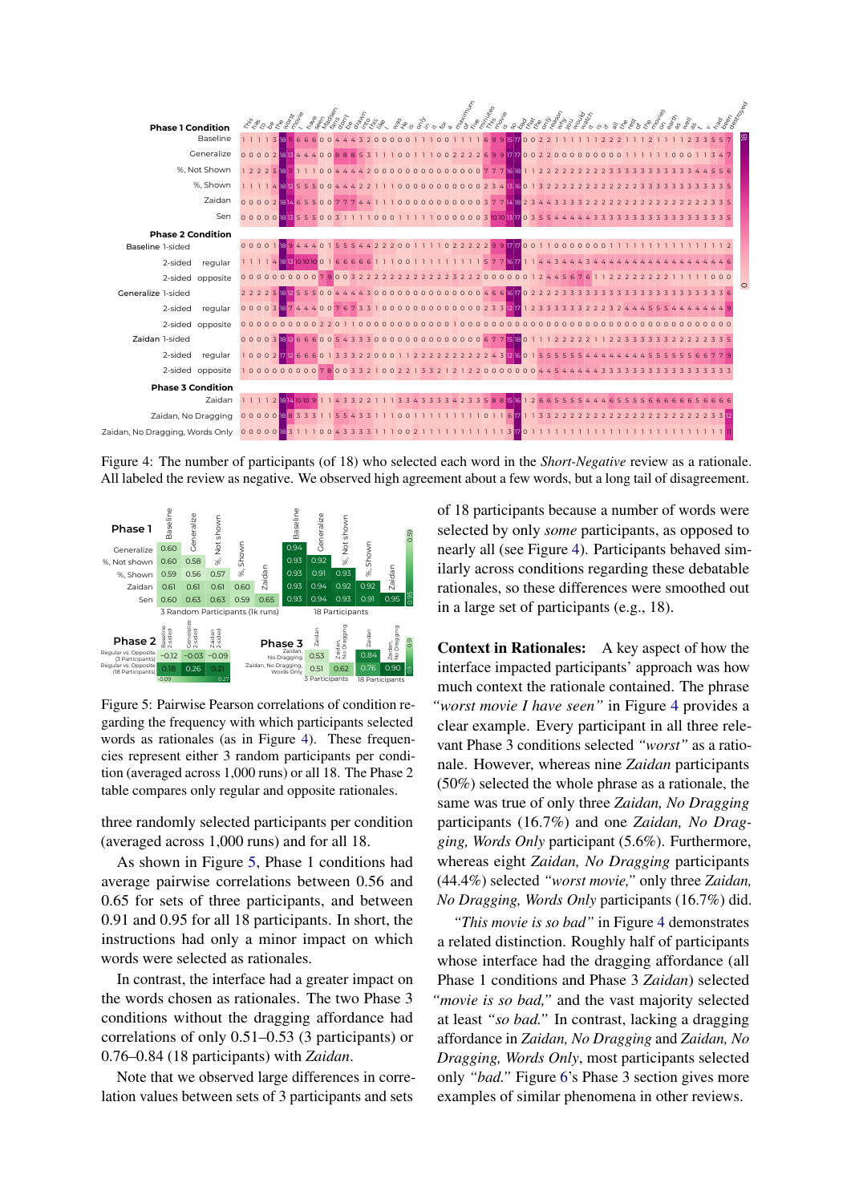Figure 4: The number of participants (of 18) who selected each word in the *Short-Negative* review as a rationale. All labeled the review as negative. We observed high agreement about a few words, but a long tail of disagreement.

Figure 5: Pairwise Pearson correlations of condition regarding the frequency with which participants selected words as rationales (as in Figure 4). These frequencies represent either 3 random participants per condition (averaged across 1,000 runs) or all 18. The Phase 2 table compares only regular and opposite rationales.

three randomly selected participants per condition (averaged across 1,000 runs) and for all 18.

As shown in Figure 5, Phase 1 conditions had average pairwise correlations between 0.56 and 0.65 for sets of three participants, and between 0.91 and 0.95 for all 18 participants. In short, the instructions had only a minor impact on which words were selected as rationales.

In contrast, the interface had a greater impact on the words chosen as rationales. The two Phase 3 conditions without the dragging affordance had correlations of only 0.51–0.53 (3 participants) or 0.76–0.84 (18 participants) with *Zaidan*.

Note that we observed large differences in correlation values between sets of 3 participants and sets of 18 participants because a number of words were selected by only *some* participants, as opposed to nearly all (see Figure 4). Participants behaved similarly across conditions regarding these debatable rationales, so these differences were smoothed out in a large set of participants (e.g., 18).

**Context in Rationales:** A key aspect of how the interface impacted participants' approach was how much context the rationale contained. The phrase *"worst movie I have seen"* in Figure 4 provides a clear example. Every participant in all three relevant Phase 3 conditions selected *"worst"* as a rationale. However, whereas nine *Zaidan* participants (50%) selected the whole phrase as a rationale, the same was true of only three *Zaidan, No Dragging* participants (16.7%) and one *Zaidan, No Dragging, Words Only* participant (5.6%). Furthermore, whereas eight *Zaidan, No Dragging* participants (44.4%) selected *"worst movie,"* only three *Zaidan, No Dragging, Words Only* participants (16.7%) did.

*"This movie is so bad"* in Figure 4 demonstrates a related distinction. Roughly half of participants whose interface had the dragging affordance (all Phase 1 conditions and Phase 3 *Zaidan*) selected *"movie is so bad,"* and the vast majority selected at least *"so bad."* In contrast, lacking a dragging affordance in *Zaidan, No Dragging* and *Zaidan, No Dragging, Words Only*, most participants selected only *"bad."* Figure 6's Phase 3 section gives more examples of similar phenomena in other reviews.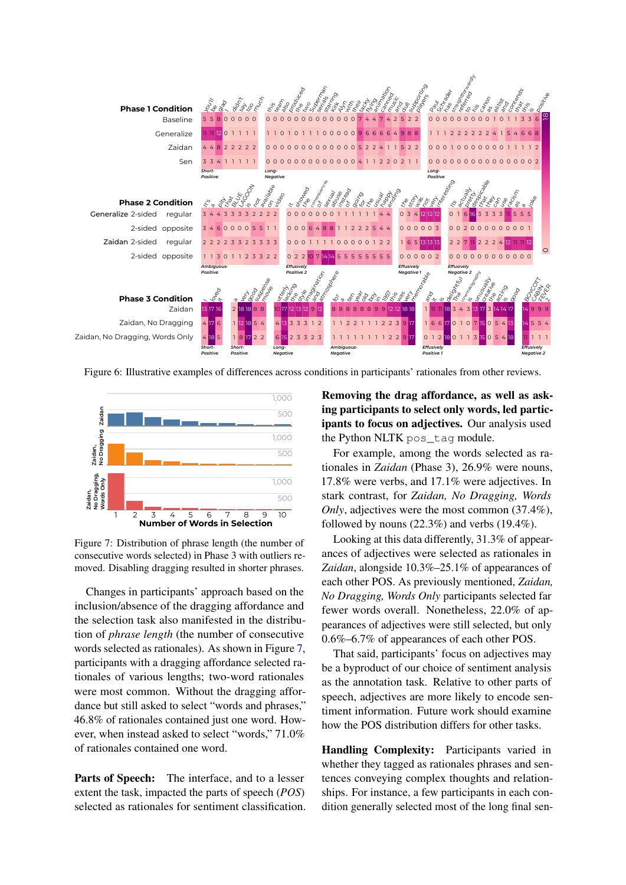Figure 6: Illustrative examples of differences across conditions in participants' rationales from other reviews.

Figure 7: Distribution of phrase length (the number of consecutive words selected) in Phase 3 with outliers removed. Disabling dragging resulted in shorter phrases.

Changes in participants' approach based on the inclusion/absence of the dragging affordance and the selection task also manifested in the distribution of *phrase length* (the number of consecutive words selected as rationales). As shown in Figure 7, participants with a dragging affordance selected rationales of various lengths; two-word rationales were most common. Without the dragging affordance but still asked to select "words and phrases," 46.8% of rationales contained just one word. However, when instead asked to select "words," 71.0% of rationales contained one word.

**Parts of Speech:** The interface, and to a lesser extent the task, impacted the parts of speech (*POS*) selected as rationales for sentiment classification. **Removing the drag affordance, as well as asking participants to select only words, led participants to focus on adjectives.** Our analysis used the Python NLTK `pos_tag` module.

For example, among the words selected as rationales in *Zaidan* (Phase 3), 26.9% were nouns, 17.8% were verbs, and 17.1% were adjectives. In stark contrast, for *Zaidan, No Dragging, Words Only*, adjectives were the most common (37.4%), followed by nouns (22.3%) and verbs (19.4%).

Looking at this data differently, 31.3% of appearances of adjectives were selected as rationales in *Zaidan*, alongside 10.3%–25.1% of appearances of each other POS. As previously mentioned, *Zaidan, No Dragging, Words Only* participants selected far fewer words overall. Nonetheless, 22.0% of appearances of adjectives were still selected, but only 0.6%–6.7% of appearances of each other POS.

That said, participants' focus on adjectives may be a byproduct of our choice of sentiment analysis as the annotation task. Relative to other parts of speech, adjectives are more likely to encode sentiment information. Future work should examine how the POS distribution differs for other tasks.

**Handling Complexity:** Participants varied in whether they tagged as rationales phrases and sentences conveying complex thoughts and relationships. For instance, a few participants in each condition generally selected most of the long final sen-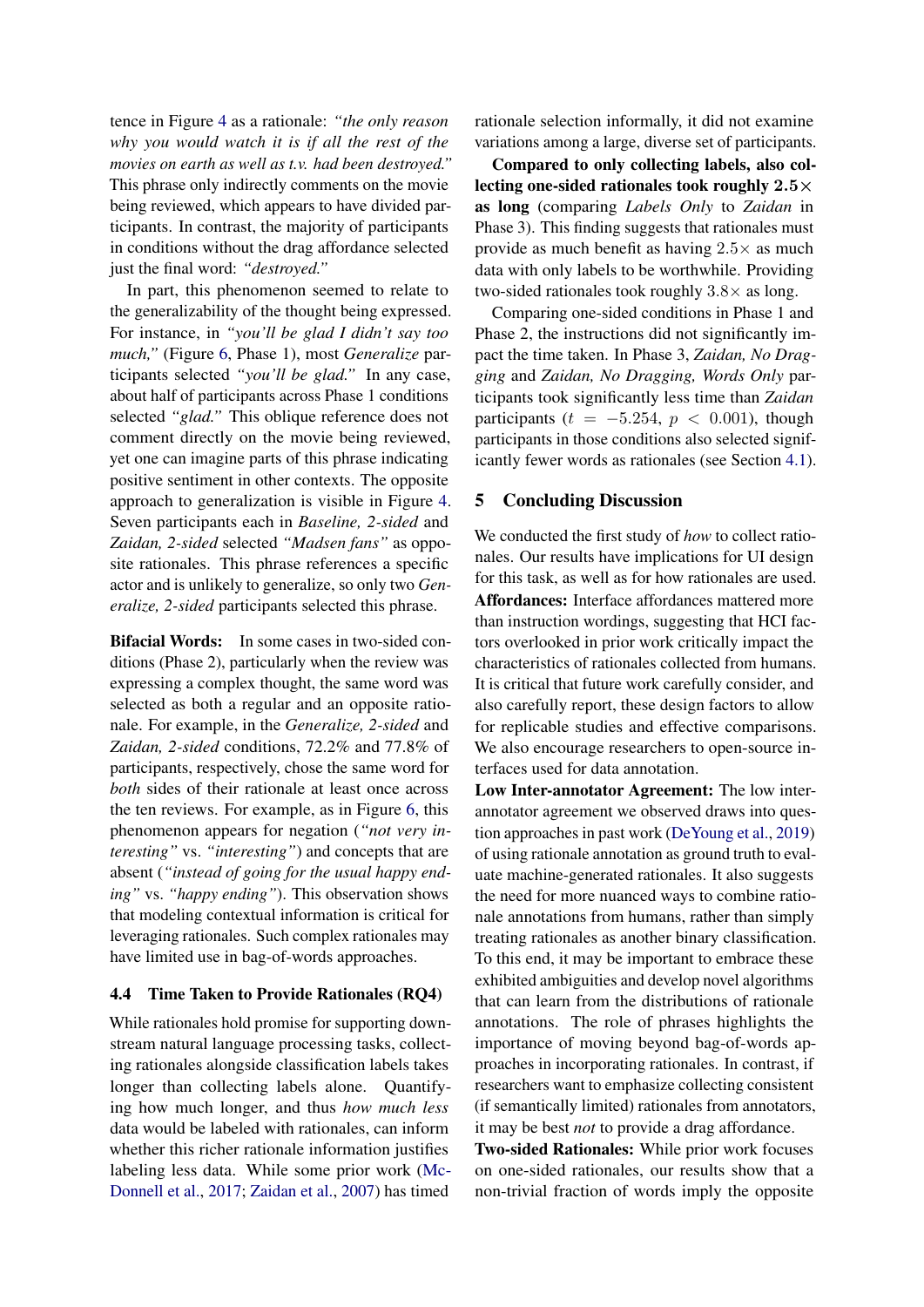tence in Figure 4 as a rationale: *"the only reason why you would watch it is if all the rest of the movies on earth as well as t.v. had been destroyed."* This phrase only indirectly comments on the movie being reviewed, which appears to have divided participants. In contrast, the majority of participants in conditions without the drag affordance selected just the final word: *"destroyed."*

In part, this phenomenon seemed to relate to the generalizability of the thought being expressed. For instance, in *"you'll be glad I didn't say too much,"* (Figure 6, Phase 1), most *Generalize* participants selected *"you'll be glad."* In any case, about half of participants across Phase 1 conditions selected *"glad."* This oblique reference does not comment directly on the movie being reviewed, yet one can imagine parts of this phrase indicating positive sentiment in other contexts. The opposite approach to generalization is visible in Figure 4. Seven participants each in *Baseline, 2-sided* and *Zaidan, 2-sided* selected *"Madsen fans"* as opposite rationales. This phrase references a specific actor and is unlikely to generalize, so only two *Generalize, 2-sided* participants selected this phrase.

**Bifacial Words:** In some cases in two-sided conditions (Phase 2), particularly when the review was expressing a complex thought, the same word was selected as both a regular and an opposite rationale. For example, in the *Generalize, 2-sided* and *Zaidan, 2-sided* conditions, 72.2% and 77.8% of participants, respectively, chose the same word for *both* sides of their rationale at least once across the ten reviews. For example, as in Figure 6, this phenomenon appears for negation (*"not very interesting"* vs. *"interesting"*) and concepts that are absent (*"instead of going for the usual happy ending"* vs. *"happy ending"*). This observation shows that modeling contextual information is critical for leveraging rationales. Such complex rationales may have limited use in bag-of-words approaches.

### 4.4 Time Taken to Provide Rationales (RQ4)

While rationales hold promise for supporting downstream natural language processing tasks, collecting rationales alongside classification labels takes longer than collecting labels alone. Quantifying how much longer, and thus *how much less* data would be labeled with rationales, can inform whether this richer rationale information justifies labeling less data. While some prior work (McDonnell et al., 2017; Zaidan et al., 2007) has timed rationale selection informally, it did not examine variations among a large, diverse set of participants.

**Compared to only collecting labels, also collecting one-sided rationales took roughly $2.5\times$ as long** (comparing *Labels Only* to *Zaidan* in Phase 3). This finding suggests that rationales must provide as much benefit as having $2.5\times$ as much data with only labels to be worthwhile. Providing two-sided rationales took roughly $3.8\times$ as long.

Comparing one-sided conditions in Phase 1 and Phase 2, the instructions did not significantly impact the time taken. In Phase 3, *Zaidan, No Dragging* and *Zaidan, No Dragging, Words Only* participants took significantly less time than *Zaidan* participants ($t = -5.254$, $p < 0.001$), though participants in those conditions also selected significantly fewer words as rationales (see Section 4.1).

## 5 Concluding Discussion

We conducted the first study of *how* to collect rationales. Our results have implications for UI design for this task, as well as for how rationales are used.

**Affordances:** Interface affordances mattered more than instruction wordings, suggesting that HCI factors overlooked in prior work critically impact the characteristics of rationales collected from humans. It is critical that future work carefully consider, and also carefully report, these design factors to allow for replicable studies and effective comparisons. We also encourage researchers to open-source interfaces used for data annotation.

**Low Inter-annotator Agreement:** The low inter-annotator agreement we observed draws into question approaches in past work (DeYoung et al., 2019) of using rationale annotation as ground truth to evaluate machine-generated rationales. It also suggests the need for more nuanced ways to combine rationale annotations from humans, rather than simply treating rationales as another binary classification. To this end, it may be important to embrace these exhibited ambiguities and develop novel algorithms that can learn from the distributions of rationale annotations. The role of phrases highlights the importance of moving beyond bag-of-words approaches in incorporating rationales. In contrast, if researchers want to emphasize collecting consistent (if semantically limited) rationales from annotators, it may be best *not* to provide a drag affordance.

**Two-sided Rationales:** While prior work focuses on one-sided rationales, our results show that a non-trivial fraction of words imply the opposite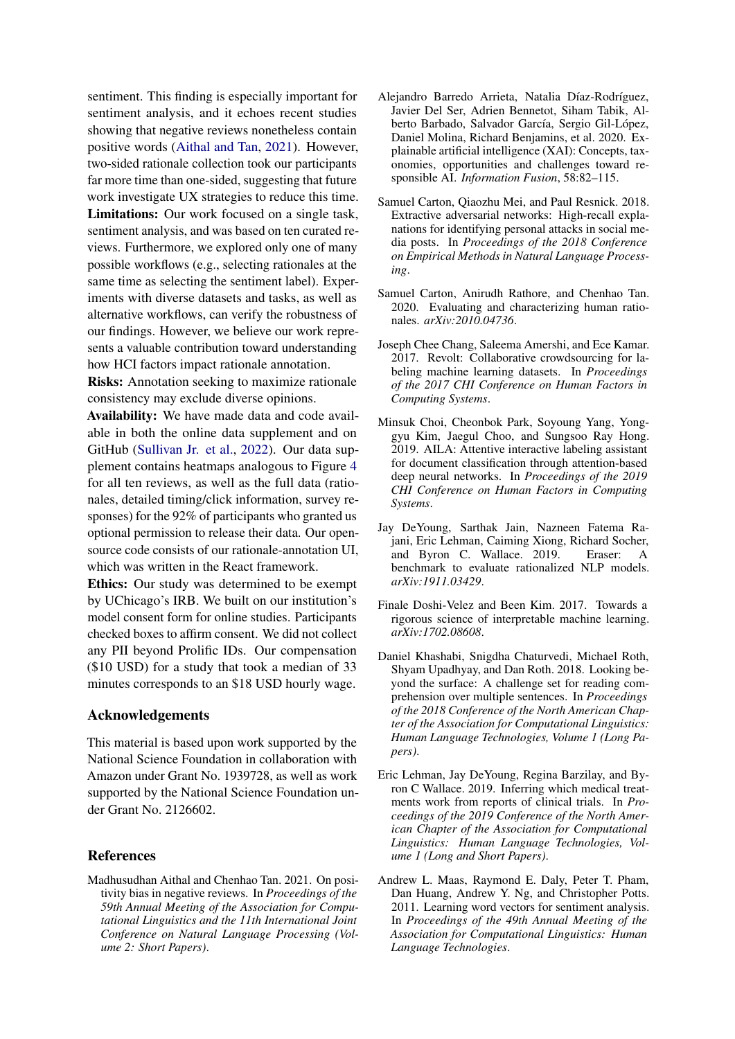sentiment. This finding is especially important for sentiment analysis, and it echoes recent studies showing that negative reviews nonetheless contain positive words (Aithal and Tan, 2021). However, two-sided rationale collection took our participants far more time than one-sided, suggesting that future work investigate UX strategies to reduce this time.

**Limitations:** Our work focused on a single task, sentiment analysis, and was based on ten curated reviews. Furthermore, we explored only one of many possible workflows (e.g., selecting rationales at the same time as selecting the sentiment label). Experiments with diverse datasets and tasks, as well as alternative workflows, can verify the robustness of our findings. However, we believe our work represents a valuable contribution toward understanding how HCI factors impact rationale annotation.

**Risks:** Annotation seeking to maximize rationale consistency may exclude diverse opinions.

**Availability:** We have made data and code available in both the online data supplement and on GitHub (Sullivan Jr. et al., 2022). Our data supplement contains heatmaps analogous to Figure 4 for all ten reviews, as well as the full data (rationales, detailed timing/click information, survey responses) for the 92% of participants who granted us optional permission to release their data. Our open-source code consists of our rationale-annotation UI, which was written in the React framework.

**Ethics:** Our study was determined to be exempt by UChicago's IRB. We built on our institution's model consent form for online studies. Participants checked boxes to affirm consent. We did not collect any PII beyond Prolific IDs. Our compensation ($10 USD) for a study that took a median of 33 minutes corresponds to an $18 USD hourly wage.

## Acknowledgements

This material is based upon work supported by the National Science Foundation in collaboration with Amazon under Grant No. 1939728, as well as work supported by the National Science Foundation under Grant No. 2126602.

## References

Madhusudhan Aithal and Chenhao Tan. 2021. On positivity bias in negative reviews. In *Proceedings of the 59th Annual Meeting of the Association for Computational Linguistics and the 11th International Joint Conference on Natural Language Processing (Volume 2: Short Papers)*.

Alejandro Barredo Arrieta, Natalia Díaz-Rodríguez, Javier Del Ser, Adrien Bennetot, Siham Tabik, Alberto Barbado, Salvador García, Sergio Gil-López, Daniel Molina, Richard Benjamins, et al. 2020. Explainable artificial intelligence (XAI): Concepts, taxonomies, opportunities and challenges toward responsible AI. *Information Fusion*, 58:82–115.

Samuel Carton, Qiaozhu Mei, and Paul Resnick. 2018. Extractive adversarial networks: High-recall explanations for identifying personal attacks in social media posts. In *Proceedings of the 2018 Conference on Empirical Methods in Natural Language Processing*.

Samuel Carton, Anirudh Rathore, and Chenhao Tan. 2020. Evaluating and characterizing human rationales. *arXiv:2010.04736*.

Joseph Chee Chang, Saleema Amershi, and Ece Kamar. 2017. Revolt: Collaborative crowdsourcing for labeling machine learning datasets. In *Proceedings of the 2017 CHI Conference on Human Factors in Computing Systems*.

Minsuk Choi, Cheonbok Park, Soyoung Yang, Yonggyu Kim, Jaegul Choo, and Sungsoo Ray Hong. 2019. AILA: Attentive interactive labeling assistant for document classification through attention-based deep neural networks. In *Proceedings of the 2019 CHI Conference on Human Factors in Computing Systems*.

Jay DeYoung, Sarthak Jain, Nazneen Fatema Rajani, Eric Lehman, Caiming Xiong, Richard Socher, and Byron C. Wallace. 2019. Eraser: A benchmark to evaluate rationalized NLP models. *arXiv:1911.03429*.

Finale Doshi-Velez and Been Kim. 2017. Towards a rigorous science of interpretable machine learning. *arXiv:1702.08608*.

Daniel Khashabi, Snigdha Chaturvedi, Michael Roth, Shyam Upadhyay, and Dan Roth. 2018. Looking beyond the surface: A challenge set for reading comprehension over multiple sentences. In *Proceedings of the 2018 Conference of the North American Chapter of the Association for Computational Linguistics: Human Language Technologies, Volume 1 (Long Papers)*.

Eric Lehman, Jay DeYoung, Regina Barzilay, and Byron C Wallace. 2019. Inferring which medical treatments work from reports of clinical trials. In *Proceedings of the 2019 Conference of the North American Chapter of the Association for Computational Linguistics: Human Language Technologies, Volume 1 (Long and Short Papers)*.

Andrew L. Maas, Raymond E. Daly, Peter T. Pham, Dan Huang, Andrew Y. Ng, and Christopher Potts. 2011. Learning word vectors for sentiment analysis. In *Proceedings of the 49th Annual Meeting of the Association for Computational Linguistics: Human Language Technologies*.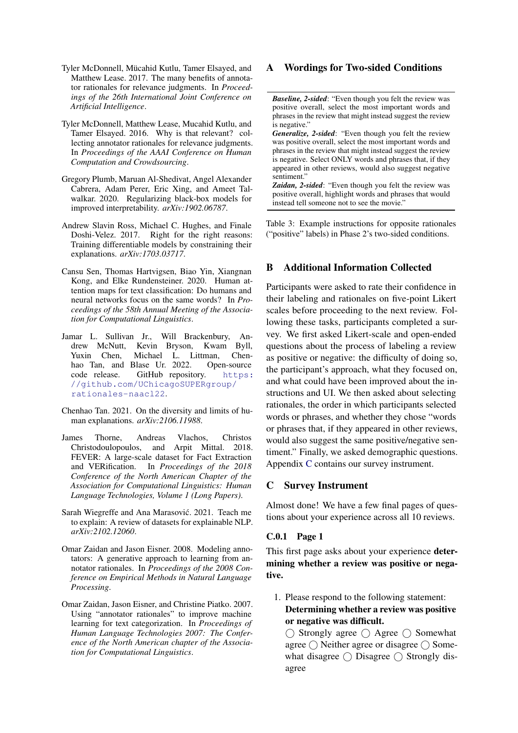Tyler McDonnell, Mücahid Kutlu, Tamer Elsayed, and Matthew Lease. 2017. The many benefits of annotator rationales for relevance judgments. In *Proceedings of the 26th International Joint Conference on Artificial Intelligence*.

Tyler McDonnell, Matthew Lease, Mucahid Kutlu, and Tamer Elsayed. 2016. Why is that relevant? collecting annotator rationales for relevance judgments. In *Proceedings of the AAAI Conference on Human Computation and Crowdsourcing*.

Gregory Plumb, Maruan Al-Shedivat, Angel Alexander Cabrera, Adam Perer, Eric Xing, and Ameet Talwalkar. 2020. Regularizing black-box models for improved interpretability. *arXiv:1902.06787*.

Andrew Slavin Ross, Michael C. Hughes, and Finale Doshi-Velez. 2017. Right for the right reasons: Training differentiable models by constraining their explanations. *arXiv:1703.03717*.

Cansu Sen, Thomas Hartvigsen, Biao Yin, Xiangnan Kong, and Elke Rundensteiner. 2020. Human attention maps for text classification: Do humans and neural networks focus on the same words? In *Proceedings of the 58th Annual Meeting of the Association for Computational Linguistics*.

Jamar L. Sullivan Jr., Will Brackenbury, Andrew McNutt, Kevin Bryson, Kwam Byll, Yuxin Chen, Michael L. Littman, Chenhao Tan, and Blase Ur. 2022. Open-source code release. GitHub repository. https://github.com/UChicagoSUPERgroup/rationales-naacl22.

Chenhao Tan. 2021. On the diversity and limits of human explanations. *arXiv:2106.11988*.

James Thorne, Andreas Vlachos, Christos Christodoulopoulos, and Arpit Mittal. 2018. FEVER: A large-scale dataset for Fact Extraction and VERification. In *Proceedings of the 2018 Conference of the North American Chapter of the Association for Computational Linguistics: Human Language Technologies, Volume 1 (Long Papers)*.

Sarah Wiegreffe and Ana Marasović. 2021. Teach me to explain: A review of datasets for explainable NLP. *arXiv:2102.12060*.

Omar Zaidan and Jason Eisner. 2008. Modeling annotators: A generative approach to learning from annotator rationales. In *Proceedings of the 2008 Conference on Empirical Methods in Natural Language Processing*.

Omar Zaidan, Jason Eisner, and Christine Piatko. 2007. Using "annotator rationales" to improve machine learning for text categorization. In *Proceedings of Human Language Technologies 2007: The Conference of the North American chapter of the Association for Computational Linguistics*.

# A Wordings for Two-sided Conditions

***Baseline, 2-sided***: "Even though you felt the review was positive overall, select the most important words and phrases in the review that might instead suggest the review is negative."
***Generalize, 2-sided***: "Even though you felt the review was positive overall, select the most important words and phrases in the review that might instead suggest the review is negative. Select ONLY words and phrases that, if they appeared in other reviews, would also suggest negative sentiment."
***Zaidan, 2-sided***: "Even though you felt the review was positive overall, highlight words and phrases that would instead tell someone not to see the movie."

Table 3: Example instructions for opposite rationales ("positive" labels) in Phase 2's two-sided conditions.

# B Additional Information Collected

Participants were asked to rate their confidence in their labeling and rationales on five-point Likert scales before proceeding to the next review. Following these tasks, participants completed a survey. We first asked Likert-scale and open-ended questions about the process of labeling a review as positive or negative: the difficulty of doing so, the participant's approach, what they focused on, and what could have been improved about the instructions and UI. We then asked about selecting rationales, the order in which participants selected words or phrases, and whether they chose "words or phrases that, if they appeared in other reviews, would also suggest the same positive/negative sentiment." Finally, we asked demographic questions. Appendix C contains our survey instrument.

# C Survey Instrument

Almost done! We have a few final pages of questions about your experience across all 10 reviews.

### C.0.1 Page 1

This first page asks about your experience **determining whether a review was positive or negative.**

1. Please respond to the following statement: **Determining whether a review was positive or negative was difficult.**
◯ Strongly agree ◯ Agree ◯ Somewhat agree ◯ Neither agree or disagree ◯ Somewhat disagree ◯ Disagree ◯ Strongly disagree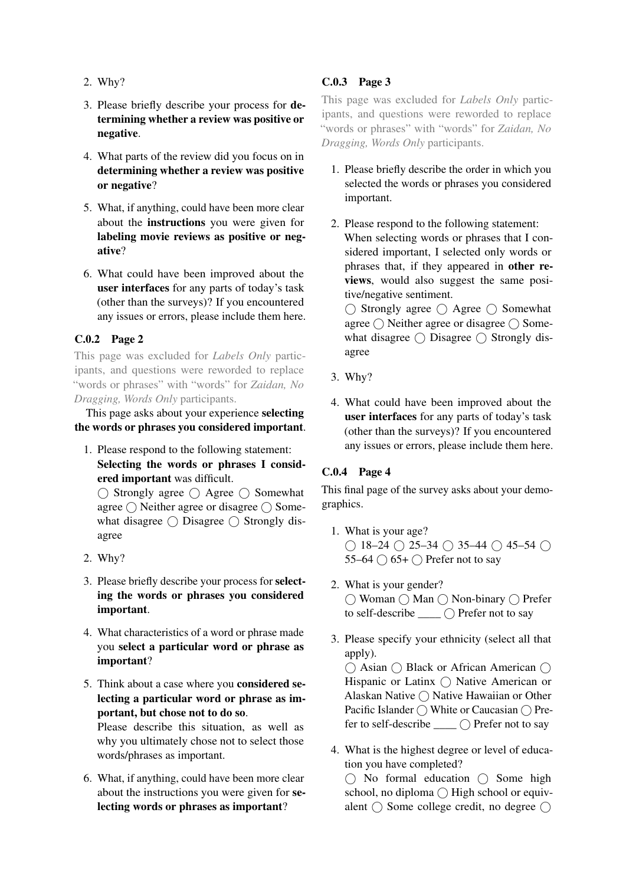2. Why?

3. Please briefly describe your process for **determining whether a review was positive or negative**.

4. What parts of the review did you focus on in **determining whether a review was positive or negative**?

5. What, if anything, could have been more clear about the **instructions** you were given for **labeling movie reviews as positive or negative**?

6. What could have been improved about the **user interfaces** for any parts of today's task (other than the surveys)? If you encountered any issues or errors, please include them here.

### C.0.2 Page 2

This page was excluded for *Labels Only* participants, and questions were reworded to replace "words or phrases" with "words" for *Zaidan, No Dragging, Words Only* participants.

This page asks about your experience **selecting the words or phrases you considered important**.

1. Please respond to the following statement: **Selecting the words or phrases I considered important** was difficult.
   ◯ Strongly agree ◯ Agree ◯ Somewhat agree ◯ Neither agree or disagree ◯ Somewhat disagree ◯ Disagree ◯ Strongly disagree

2. Why?

3. Please briefly describe your process for **selecting the words or phrases you considered important**.

4. What characteristics of a word or phrase made you **select a particular word or phrase as important**?

5. Think about a case where you **considered selecting a particular word or phrase as important, but chose not to do so**.
   Please describe this situation, as well as why you ultimately chose not to select those words/phrases as important.

6. What, if anything, could have been more clear about the instructions you were given for **selecting words or phrases as important**?

### C.0.3 Page 3

This page was excluded for *Labels Only* participants, and questions were reworded to replace "words or phrases" with "words" for *Zaidan, No Dragging, Words Only* participants.

1. Please briefly describe the order in which you selected the words or phrases you considered important.

2. Please respond to the following statement: When selecting words or phrases that I considered important, I selected only words or phrases that, if they appeared in **other reviews**, would also suggest the same positive/negative sentiment.
   ◯ Strongly agree ◯ Agree ◯ Somewhat agree ◯ Neither agree or disagree ◯ Somewhat disagree ◯ Disagree ◯ Strongly disagree

3. Why?

4. What could have been improved about the **user interfaces** for any parts of today's task (other than the surveys)? If you encountered any issues or errors, please include them here.

### C.0.4 Page 4

This final page of the survey asks about your demographics.

1. What is your age?
   ◯ 18–24 ◯ 25–34 ◯ 35–44 ◯ 45–54 ◯ 55–64 ◯ 65+ ◯ Prefer not to say

2. What is your gender?
   ◯ Woman ◯ Man ◯ Non-binary ◯ Prefer to self-describe ____ ◯ Prefer not to say

3. Please specify your ethnicity (select all that apply).
   ◯ Asian ◯ Black or African American ◯ Hispanic or Latinx ◯ Native American or Alaskan Native ◯ Native Hawaiian or Other Pacific Islander ◯ White or Caucasian ◯ Prefer to self-describe ____ ◯ Prefer not to say

4. What is the highest degree or level of education you have completed?
   ◯ No formal education ◯ Some high school, no diploma ◯ High school or equivalent ◯ Some college credit, no degree ◯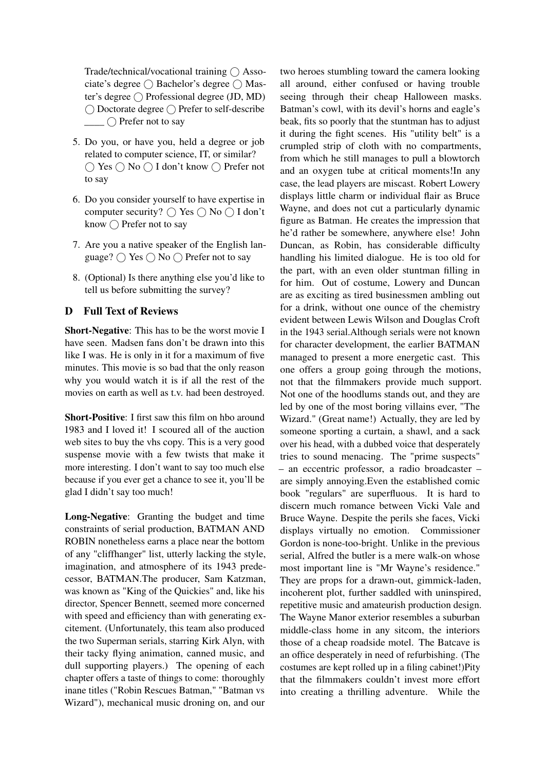Trade/technical/vocational training ◯ Associate's degree ◯ Bachelor's degree ◯ Master's degree ◯ Professional degree (JD, MD) ◯ Doctorate degree ◯ Prefer to self-describe \_\_\_\_ ◯ Prefer not to say

5. Do you, or have you, held a degree or job related to computer science, IT, or similar? ◯ Yes ◯ No ◯ I don't know ◯ Prefer not to say
6. Do you consider yourself to have expertise in computer security? ◯ Yes ◯ No ◯ I don't know ◯ Prefer not to say
7. Are you a native speaker of the English language? ◯ Yes ◯ No ◯ Prefer not to say
8. (Optional) Is there anything else you'd like to tell us before submitting the survey?

## D Full Text of Reviews

**Short-Negative**: This has to be the worst movie I have seen. Madsen fans don't be drawn into this like I was. He is only in it for a maximum of five minutes. This movie is so bad that the only reason why you would watch it is if all the rest of the movies on earth as well as t.v. had been destroyed.

**Short-Positive**: I first saw this film on hbo around 1983 and I loved it! I scoured all of the auction web sites to buy the vhs copy. This is a very good suspense movie with a few twists that make it more interesting. I don't want to say too much else because if you ever get a chance to see it, you'll be glad I didn't say too much!

**Long-Negative**: Granting the budget and time constraints of serial production, BATMAN AND ROBIN nonetheless earns a place near the bottom of any "cliffhanger" list, utterly lacking the style, imagination, and atmosphere of its 1943 predecessor, BATMAN.The producer, Sam Katzman, was known as "King of the Quickies" and, like his director, Spencer Bennett, seemed more concerned with speed and efficiency than with generating excitement. (Unfortunately, this team also produced the two Superman serials, starring Kirk Alyn, with their tacky flying animation, canned music, and dull supporting players.) The opening of each chapter offers a taste of things to come: thoroughly inane titles ("Robin Rescues Batman," "Batman vs Wizard"), mechanical music droning on, and our two heroes stumbling toward the camera looking all around, either confused or having trouble seeing through their cheap Halloween masks. Batman's cowl, with its devil's horns and eagle's beak, fits so poorly that the stuntman has to adjust it during the fight scenes. His "utility belt" is a crumpled strip of cloth with no compartments, from which he still manages to pull a blowtorch and an oxygen tube at critical moments!In any case, the lead players are miscast. Robert Lowery displays little charm or individual flair as Bruce Wayne, and does not cut a particularly dynamic figure as Batman. He creates the impression that he'd rather be somewhere, anywhere else! John Duncan, as Robin, has considerable difficulty handling his limited dialogue. He is too old for the part, with an even older stuntman filling in for him. Out of costume, Lowery and Duncan are as exciting as tired businessmen ambling out for a drink, without one ounce of the chemistry evident between Lewis Wilson and Douglas Croft in the 1943 serial.Although serials were not known for character development, the earlier BATMAN managed to present a more energetic cast. This one offers a group going through the motions, not that the filmmakers provide much support. Not one of the hoodlums stands out, and they are led by one of the most boring villains ever, "The Wizard." (Great name!) Actually, they are led by someone sporting a curtain, a shawl, and a sack over his head, with a dubbed voice that desperately tries to sound menacing. The "prime suspects" – an eccentric professor, a radio broadcaster – are simply annoying.Even the established comic book "regulars" are superfluous. It is hard to discern much romance between Vicki Vale and Bruce Wayne. Despite the perils she faces, Vicki displays virtually no emotion. Commissioner Gordon is none-too-bright. Unlike in the previous serial, Alfred the butler is a mere walk-on whose most important line is "Mr Wayne's residence." They are props for a drawn-out, gimmick-laden, incoherent plot, further saddled with uninspired, repetitive music and amateurish production design. The Wayne Manor exterior resembles a suburban middle-class home in any sitcom, the interiors those of a cheap roadside motel. The Batcave is an office desperately in need of refurbishing. (The costumes are kept rolled up in a filing cabinet!)Pity that the filmmakers couldn't invest more effort into creating a thrilling adventure. While the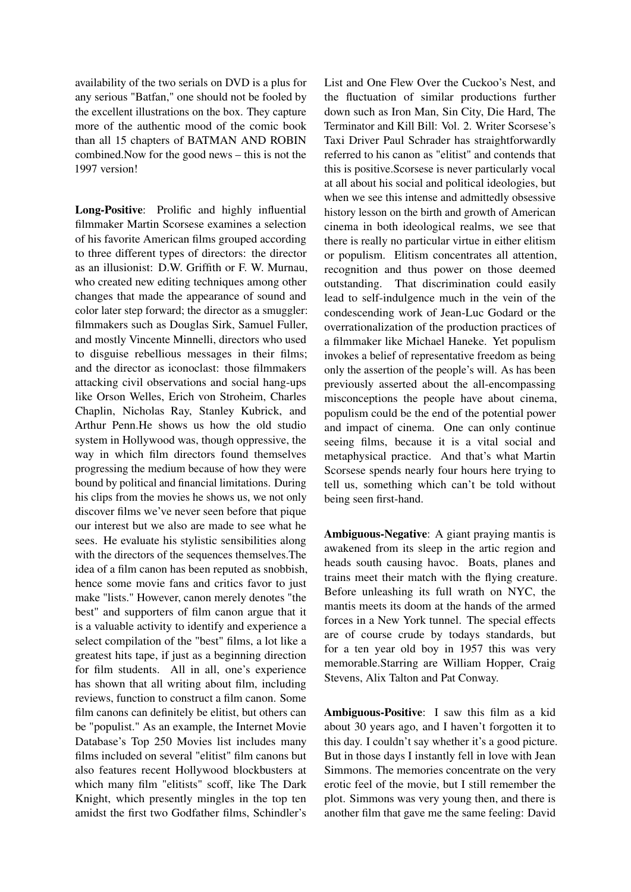availability of the two serials on DVD is a plus for any serious "Batfan," one should not be fooled by the excellent illustrations on the box. They capture more of the authentic mood of the comic book than all 15 chapters of BATMAN AND ROBIN combined.Now for the good news – this is not the 1997 version!

**Long-Positive**: Prolific and highly influential filmmaker Martin Scorsese examines a selection of his favorite American films grouped according to three different types of directors: the director as an illusionist: D.W. Griffith or F. W. Murnau, who created new editing techniques among other changes that made the appearance of sound and color later step forward; the director as a smuggler: filmmakers such as Douglas Sirk, Samuel Fuller, and mostly Vincente Minnelli, directors who used to disguise rebellious messages in their films; and the director as iconoclast: those filmmakers attacking civil observations and social hang-ups like Orson Welles, Erich von Stroheim, Charles Chaplin, Nicholas Ray, Stanley Kubrick, and Arthur Penn.He shows us how the old studio system in Hollywood was, though oppressive, the way in which film directors found themselves progressing the medium because of how they were bound by political and financial limitations. During his clips from the movies he shows us, we not only discover films we've never seen before that pique our interest but we also are made to see what he sees. He evaluate his stylistic sensibilities along with the directors of the sequences themselves.The idea of a film canon has been reputed as snobbish, hence some movie fans and critics favor to just make "lists." However, canon merely denotes "the best" and supporters of film canon argue that it is a valuable activity to identify and experience a select compilation of the "best" films, a lot like a greatest hits tape, if just as a beginning direction for film students. All in all, one's experience has shown that all writing about film, including reviews, function to construct a film canon. Some film canons can definitely be elitist, but others can be "populist." As an example, the Internet Movie Database's Top 250 Movies list includes many films included on several "elitist" film canons but also features recent Hollywood blockbusters at which many film "elitists" scoff, like The Dark Knight, which presently mingles in the top ten amidst the first two Godfather films, Schindler's List and One Flew Over the Cuckoo's Nest, and the fluctuation of similar productions further down such as Iron Man, Sin City, Die Hard, The Terminator and Kill Bill: Vol. 2. Writer Scorsese's Taxi Driver Paul Schrader has straightforwardly referred to his canon as "elitist" and contends that this is positive.Scorsese is never particularly vocal at all about his social and political ideologies, but when we see this intense and admittedly obsessive history lesson on the birth and growth of American cinema in both ideological realms, we see that there is really no particular virtue in either elitism or populism. Elitism concentrates all attention, recognition and thus power on those deemed outstanding. That discrimination could easily lead to self-indulgence much in the vein of the condescending work of Jean-Luc Godard or the overrationalization of the production practices of a filmmaker like Michael Haneke. Yet populism invokes a belief of representative freedom as being only the assertion of the people's will. As has been previously asserted about the all-encompassing misconceptions the people have about cinema, populism could be the end of the potential power and impact of cinema. One can only continue seeing films, because it is a vital social and metaphysical practice. And that's what Martin Scorsese spends nearly four hours here trying to tell us, something which can't be told without being seen first-hand.

**Ambiguous-Negative**: A giant praying mantis is awakened from its sleep in the artic region and heads south causing havoc. Boats, planes and trains meet their match with the flying creature. Before unleashing its full wrath on NYC, the mantis meets its doom at the hands of the armed forces in a New York tunnel. The special effects are of course crude by todays standards, but for a ten year old boy in 1957 this was very memorable.Starring are William Hopper, Craig Stevens, Alix Talton and Pat Conway.

**Ambiguous-Positive**: I saw this film as a kid about 30 years ago, and I haven't forgotten it to this day. I couldn't say whether it's a good picture. But in those days I instantly fell in love with Jean Simmons. The memories concentrate on the very erotic feel of the movie, but I still remember the plot. Simmons was very young then, and there is another film that gave me the same feeling: David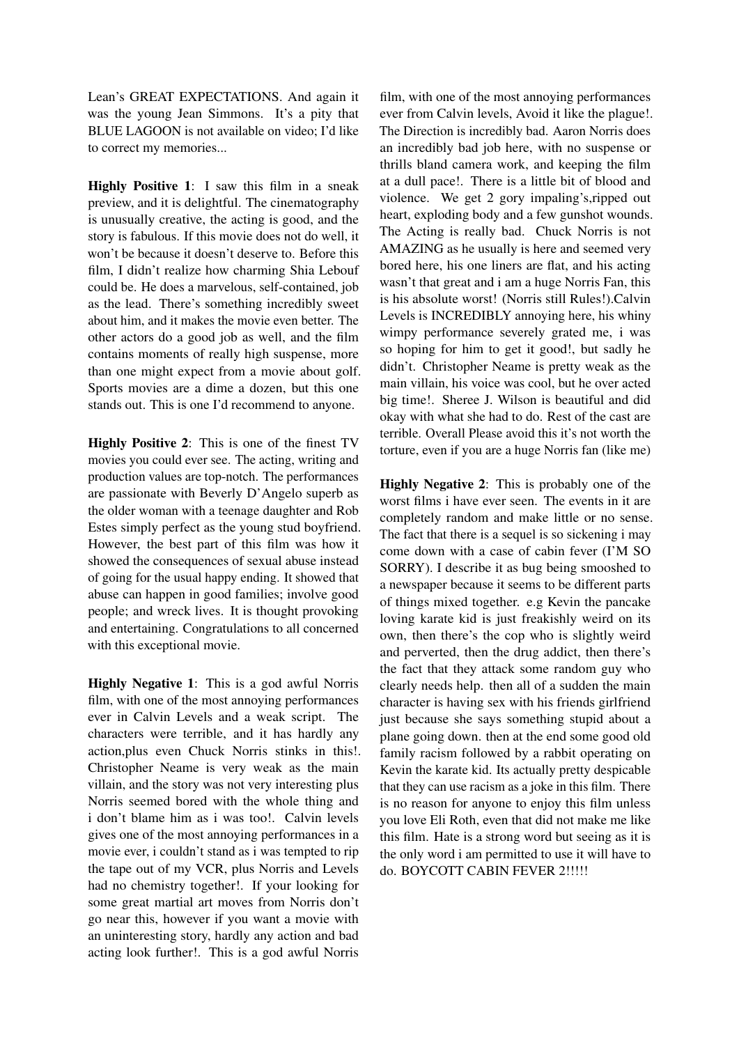Lean's GREAT EXPECTATIONS. And again it was the young Jean Simmons. It's a pity that BLUE LAGOON is not available on video; I'd like to correct my memories...

**Highly Positive 1**: I saw this film in a sneak preview, and it is delightful. The cinematography is unusually creative, the acting is good, and the story is fabulous. If this movie does not do well, it won't be because it doesn't deserve to. Before this film, I didn't realize how charming Shia Lebouf could be. He does a marvelous, self-contained, job as the lead. There's something incredibly sweet about him, and it makes the movie even better. The other actors do a good job as well, and the film contains moments of really high suspense, more than one might expect from a movie about golf. Sports movies are a dime a dozen, but this one stands out. This is one I'd recommend to anyone.

**Highly Positive 2**: This is one of the finest TV movies you could ever see. The acting, writing and production values are top-notch. The performances are passionate with Beverly D'Angelo superb as the older woman with a teenage daughter and Rob Estes simply perfect as the young stud boyfriend. However, the best part of this film was how it showed the consequences of sexual abuse instead of going for the usual happy ending. It showed that abuse can happen in good families; involve good people; and wreck lives. It is thought provoking and entertaining. Congratulations to all concerned with this exceptional movie.

**Highly Negative 1**: This is a god awful Norris film, with one of the most annoying performances ever in Calvin Levels and a weak script. The characters were terrible, and it has hardly any action,plus even Chuck Norris stinks in this!. Christopher Neame is very weak as the main villain, and the story was not very interesting plus Norris seemed bored with the whole thing and i don't blame him as i was too!. Calvin levels gives one of the most annoying performances in a movie ever, i couldn't stand as i was tempted to rip the tape out of my VCR, plus Norris and Levels had no chemistry together!. If your looking for some great martial art moves from Norris don't go near this, however if you want a movie with an uninteresting story, hardly any action and bad acting look further!. This is a god awful Norris film, with one of the most annoying performances ever from Calvin levels, Avoid it like the plague!. The Direction is incredibly bad. Aaron Norris does an incredibly bad job here, with no suspense or thrills bland camera work, and keeping the film at a dull pace!. There is a little bit of blood and violence. We get 2 gory impaling's,ripped out heart, exploding body and a few gunshot wounds. The Acting is really bad. Chuck Norris is not AMAZING as he usually is here and seemed very bored here, his one liners are flat, and his acting wasn't that great and i am a huge Norris Fan, this is his absolute worst! (Norris still Rules!).Calvin Levels is INCREDIBLY annoying here, his whiny wimpy performance severely grated me, i was so hoping for him to get it good!, but sadly he didn't. Christopher Neame is pretty weak as the main villain, his voice was cool, but he over acted big time!. Sheree J. Wilson is beautiful and did okay with what she had to do. Rest of the cast are terrible. Overall Please avoid this it's not worth the torture, even if you are a huge Norris fan (like me)

**Highly Negative 2**: This is probably one of the worst films i have ever seen. The events in it are completely random and make little or no sense. The fact that there is a sequel is so sickening i may come down with a case of cabin fever (I'M SO SORRY). I describe it as bug being smooshed to a newspaper because it seems to be different parts of things mixed together. e.g Kevin the pancake loving karate kid is just freakishly weird on its own, then there's the cop who is slightly weird and perverted, then the drug addict, then there's the fact that they attack some random guy who clearly needs help. then all of a sudden the main character is having sex with his friends girlfriend just because she says something stupid about a plane going down. then at the end some good old family racism followed by a rabbit operating on Kevin the karate kid. Its actually pretty despicable that they can use racism as a joke in this film. There is no reason for anyone to enjoy this film unless you love Eli Roth, even that did not make me like this film. Hate is a strong word but seeing as it is the only word i am permitted to use it will have to do. BOYCOTT CABIN FEVER 2!!!!!